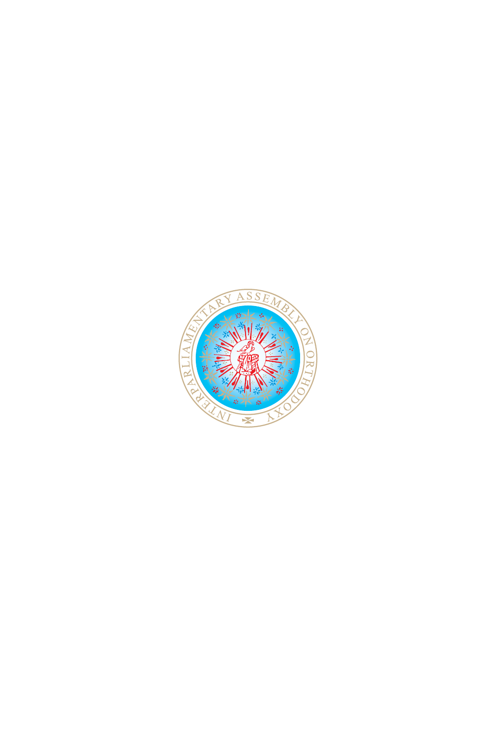INTERPARLIAMENTARY ASSEMBLY ON ORTHODOXY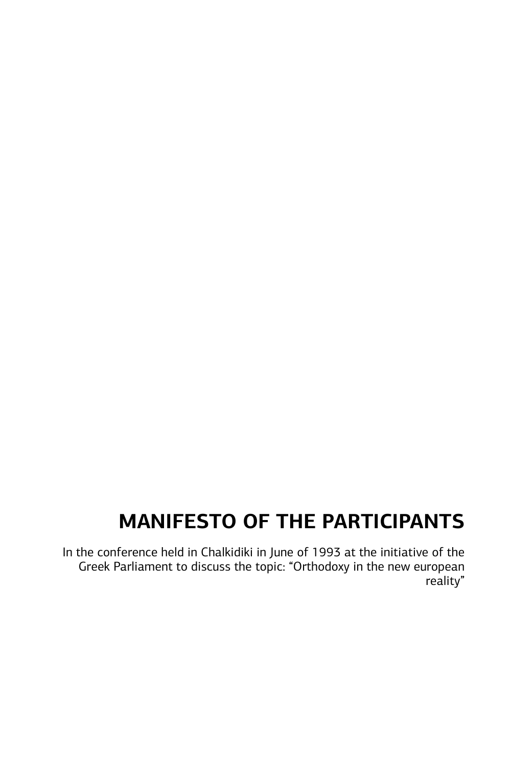# MANIFESTO OF THE PARTICIPANTS

In the conference held in Chalkidiki in June of 1993 at the initiative of the Greek Parliament to discuss the topic: "Orthodoxy in the new european reality"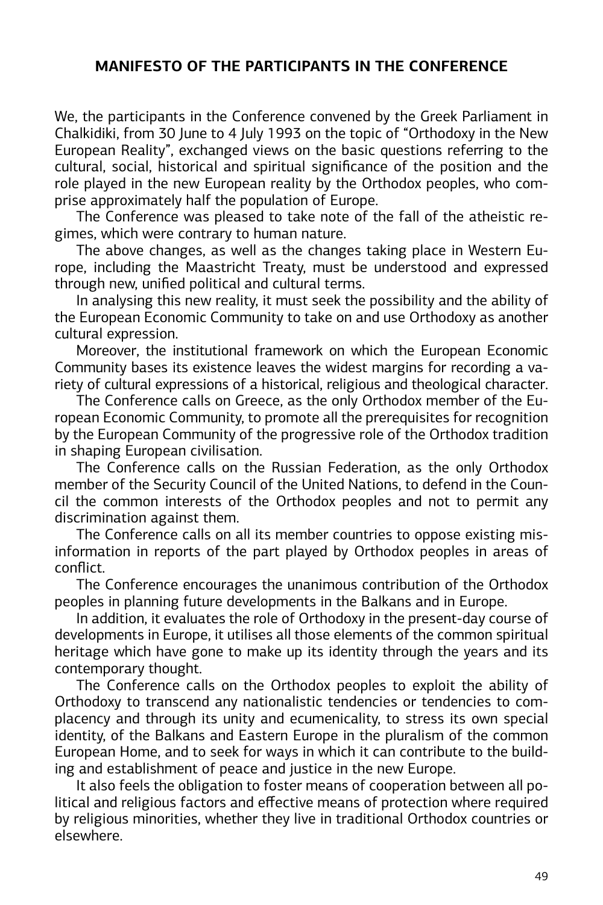## MANIFESTO OF THE PARTICIPANTS IN THE CONFERENCE

We, the participants in the Conference convened by the Greek Parliament in Chalkidiki, from 30 June to 4 July 1993 on the topic of "Orthodoxy in the New European Reality", exchanged views on the basic questions referring to the cultural, social, historical and spiritual significance of the position and the role played in the new European reality by the Orthodox peoples, who comprise approximately half the population of Europe.

The Conference was pleased to take note of the fall of the atheistic regimes, which were contrary to human nature.

The above changes, as well as the changes taking place in Western Europe, including the Maastricht Treaty, must be understood and expressed through new, unified political and cultural terms.

In analysing this new reality, it must seek the possibility and the ability of the European Economic Community to take on and use Orthodoxy as another cultural expression.

Moreover, the institutional framework on which the European Economic Community bases its existence leaves the widest margins for recording a variety of cultural expressions of a historical, religious and theological character.

The Conference calls on Greece, as the only Orthodox member of the European Economic Community, to promote all the prerequisites for recognition by the European Community of the progressive role of the Orthodox tradition in shaping European civilisation.

The Conference calls on the Russian Federation, as the only Orthodox member of the Security Council of the United Nations, to defend in the Council the common interests of the Orthodox peoples and not to permit any discrimination against them.

The Conference calls on all its member countries to oppose existing misinformation in reports of the part played by Orthodox peoples in areas of conflict.

The Conference encourages the unanimous contribution of the Orthodox peoples in planning future developments in the Balkans and in Europe.

In addition, it evaluates the role of Orthodoxy in the present-day course of developments in Europe, it utilises all those elements of the common spiritual heritage which have gone to make up its identity through the years and its contemporary thought.

The Conference calls on the Orthodox peoples to exploit the ability of Orthodoxy to transcend any nationalistic tendencies or tendencies to complacency and through its unity and ecumenicality, to stress its own special identity, of the Balkans and Eastern Europe in the pluralism of the common European Home, and to seek for ways in which it can contribute to the building and establishment of peace and justice in the new Europe.

It also feels the obligation to foster means of cooperation between all political and religious factors and effective means of protection where required by religious minorities, whether they live in traditional Orthodox countries or elsewhere.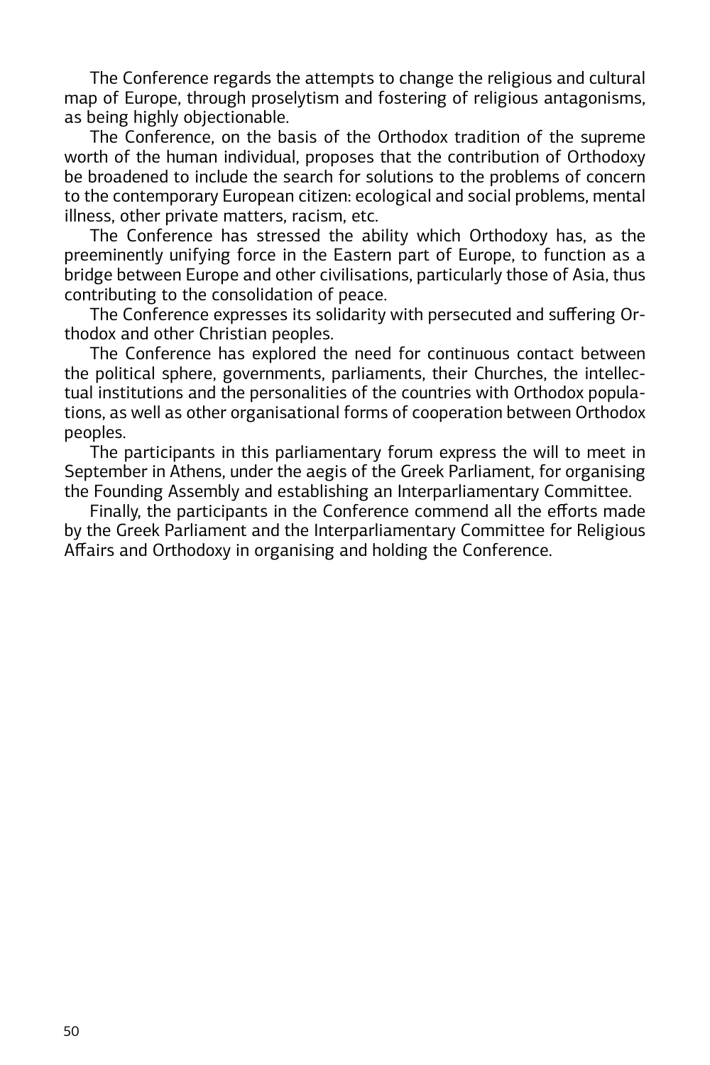The Conference regards the attempts to change the religious and cultural map of Europe, through proselytism and fostering of religious antagonisms, as being highly objectionable.

The Conference, on the basis of the Orthodox tradition of the supreme worth of the human individual, proposes that the contribution of Orthodoxy be broadened to include the search for solutions to the problems of concern to the contemporary European citizen: ecological and social problems, mental illness, other private matters, racism, etc.

The Conference has stressed the ability which Orthodoxy has, as the preeminently unifying force in the Eastern part of Europe, to function as a bridge between Europe and other civilisations, particularly those of Asia, thus contributing to the consolidation of peace.

The Conference expresses its solidarity with persecuted and suffering Orthodox and other Christian peoples.

The Conference has explored the need for continuous contact between the political sphere, governments, parliaments, their Churches, the intellectual institutions and the personalities of the countries with Orthodox populations, as well as other organisational forms of cooperation between Orthodox peoples.

The participants in this parliamentary forum express the will to meet in September in Athens, under the aegis of the Greek Parliament, for organising the Founding Assembly and establishing an Interparliamentary Committee.

Finally, the participants in the Conference commend all the efforts made by the Greek Parliament and the Interparliamentary Committee for Religious Affairs and Orthodoxy in organising and holding the Conference.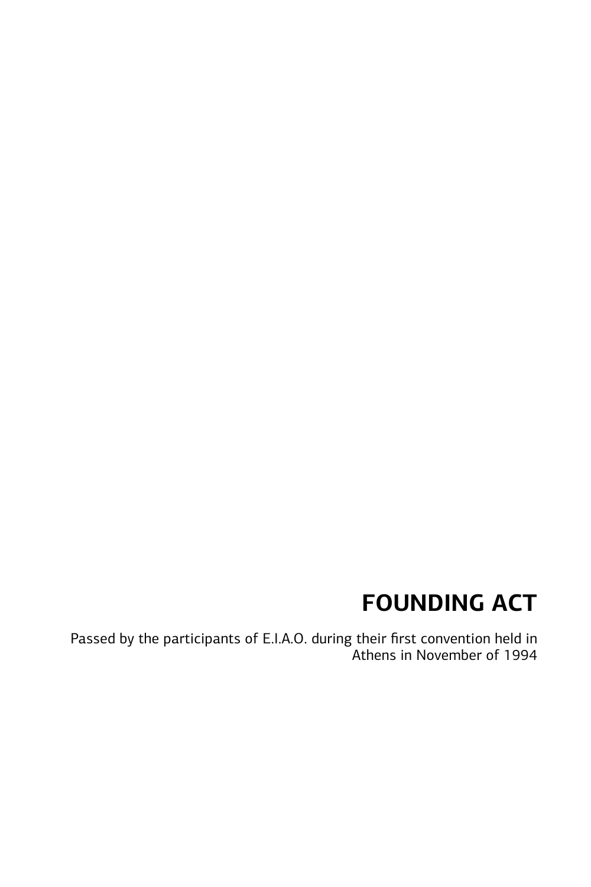# FOUNDING ACT

Passed by the participants of E.I.A.O. during their first convention held in Athens in November of 1994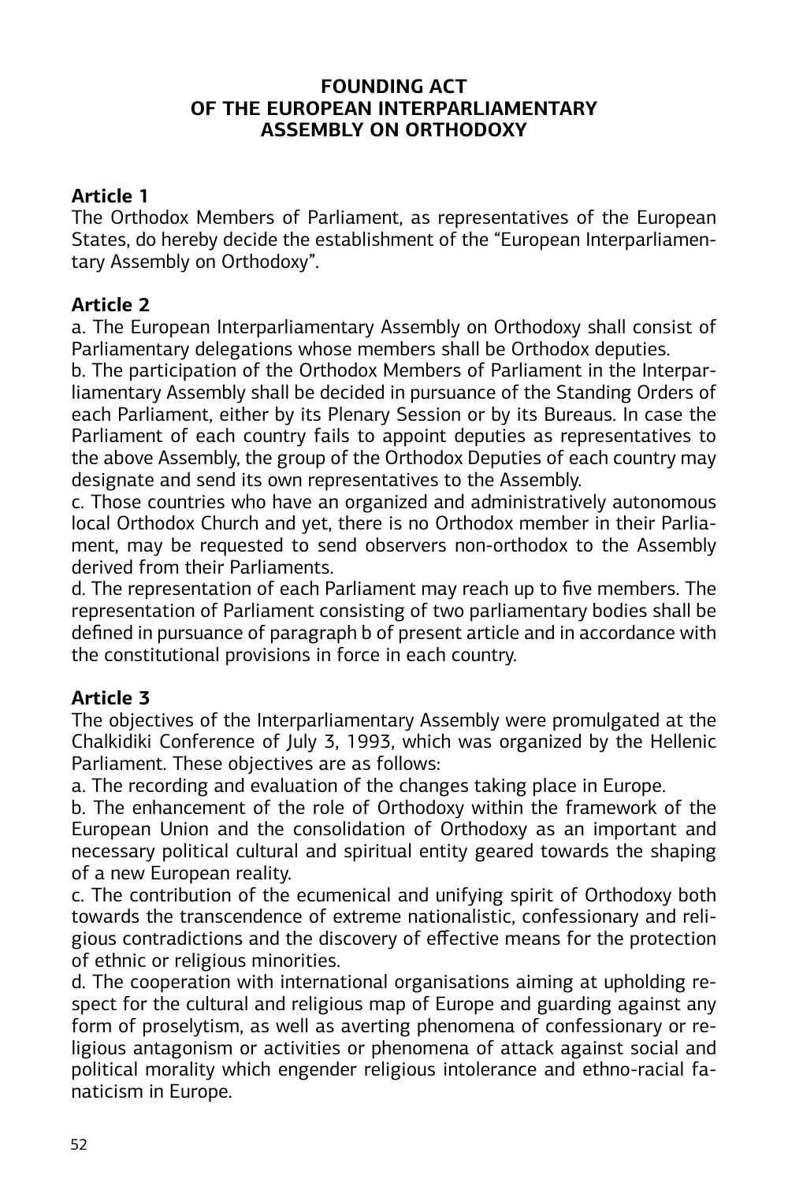# FOUNDING ACT
# OF THE EUROPEAN INTERPARLIAMENTARY
# ASSEMBLY ON ORTHODOXY

## Article 1

The Orthodox Members of Parliament, as representatives of the European States, do hereby decide the establishment of the "European Interparliamentary Assembly on Orthodoxy".

## Article 2

a. The European Interparliamentary Assembly on Orthodoxy shall consist of Parliamentary delegations whose members shall be Orthodox deputies.

b. The participation of the Orthodox Members of Parliament in the Interparliamentary Assembly shall be decided in pursuance of the Standing Orders of each Parliament, either by its Plenary Session or by its Bureaus. In case the Parliament of each country fails to appoint deputies as representatives to the above Assembly, the group of the Orthodox Deputies of each country may designate and send its own representatives to the Assembly.

c. Those countries who have an organized and administratively autonomous local Orthodox Church and yet, there is no Orthodox member in their Parliament, may be requested to send observers non-orthodox to the Assembly derived from their Parliaments.

d. The representation of each Parliament may reach up to five members. The representation of Parliament consisting of two parliamentary bodies shall be defined in pursuance of paragraph b of present article and in accordance with the constitutional provisions in force in each country.

## Article 3

The objectives of the Interparliamentary Assembly were promulgated at the Chalkidiki Conference of July 3, 1993, which was organized by the Hellenic Parliament. These objectives are as follows:

a. The recording and evaluation of the changes taking place in Europe.

b. The enhancement of the role of Orthodoxy within the framework of the European Union and the consolidation of Orthodoxy as an important and necessary political cultural and spiritual entity geared towards the shaping of a new European reality.

c. The contribution of the ecumenical and unifying spirit of Orthodoxy both towards the transcendence of extreme nationalistic, confessionary and religious contradictions and the discovery of effective means for the protection of ethnic or religious minorities.

d. The cooperation with international organisations aiming at upholding respect for the cultural and religious map of Europe and guarding against any form of proselytism, as well as averting phenomena of confessionary or religious antagonism or activities or phenomena of attack against social and political morality which engender religious intolerance and ethno-racial fanaticism in Europe.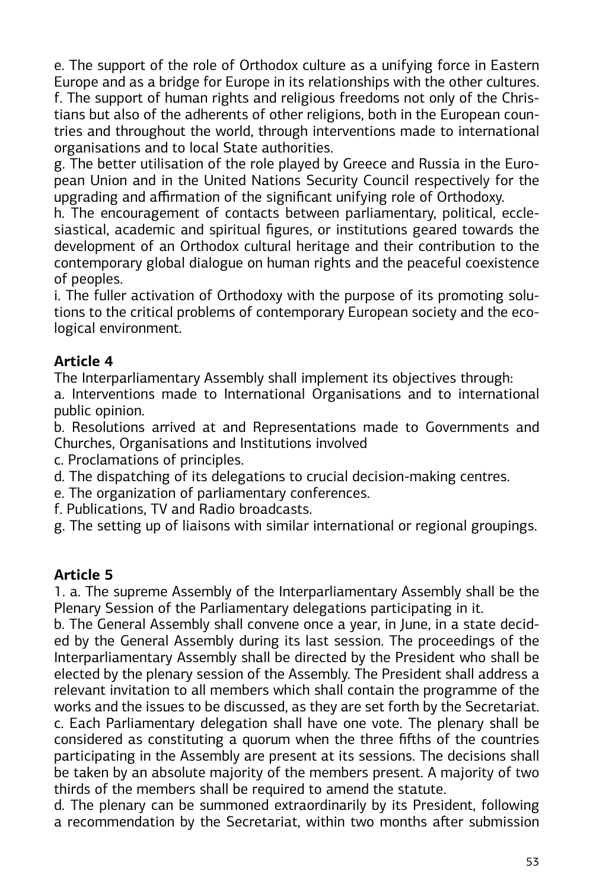e. The support of the role of Orthodox culture as a unifying force in Eastern Europe and as a bridge for Europe in its relationships with the other cultures.
f. The support of human rights and religious freedoms not only of the Christians but also of the adherents of other religions, both in the European countries and throughout the world, through interventions made to international organisations and to local State authorities.
g. The better utilisation of the role played by Greece and Russia in the European Union and in the United Nations Security Council respectively for the upgrading and affirmation of the significant unifying role of Orthodoxy.
h. The encouragement of contacts between parliamentary, political, ecclesiastical, academic and spiritual figures, or institutions geared towards the development of an Orthodox cultural heritage and their contribution to the contemporary global dialogue on human rights and the peaceful coexistence of peoples.
i. The fuller activation of Orthodoxy with the purpose of its promoting solutions to the critical problems of contemporary European society and the ecological environment.

**Article 4**

The Interparliamentary Assembly shall implement its objectives through:
a. Interventions made to International Organisations and to international public opinion.
b. Resolutions arrived at and Representations made to Governments and Churches, Organisations and Institutions involved
c. Proclamations of principles.
d. The dispatching of its delegations to crucial decision-making centres.
e. The organization of parliamentary conferences.
f. Publications, TV and Radio broadcasts.
g. The setting up of liaisons with similar international or regional groupings.

**Article 5**

1. a. The supreme Assembly of the Interparliamentary Assembly shall be the Plenary Session of the Parliamentary delegations participating in it.
b. The General Assembly shall convene once a year, in June, in a state decided by the General Assembly during its last session. The proceedings of the Interparliamentary Assembly shall be directed by the President who shall be elected by the plenary session of the Assembly. The President shall address a relevant invitation to all members which shall contain the programme of the works and the issues to be discussed, as they are set forth by the Secretariat.
c. Each Parliamentary delegation shall have one vote. The plenary shall be considered as constituting a quorum when the three fifths of the countries participating in the Assembly are present at its sessions. The decisions shall be taken by an absolute majority of the members present. A majority of two thirds of the members shall be required to amend the statute.
d. The plenary can be summoned extraordinarily by its President, following a recommendation by the Secretariat, within two months after submission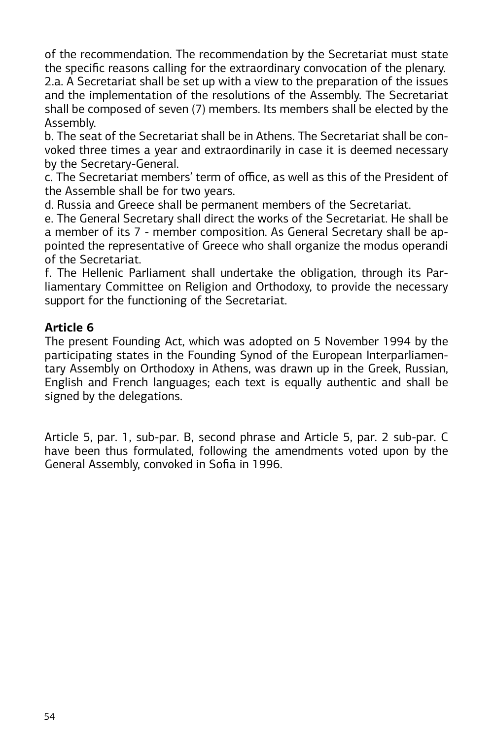of the recommendation. The recommendation by the Secretariat must state the specific reasons calling for the extraordinary convocation of the plenary.

2.a. A Secretariat shall be set up with a view to the preparation of the issues and the implementation of the resolutions of the Assembly. The Secretariat shall be composed of seven (7) members. Its members shall be elected by the Assembly.

b. The seat of the Secretariat shall be in Athens. The Secretariat shall be convoked three times a year and extraordinarily in case it is deemed necessary by the Secretary-General.

c. The Secretariat members' term of office, as well as this of the President of the Assemble shall be for two years.

d. Russia and Greece shall be permanent members of the Secretariat.

e. The General Secretary shall direct the works of the Secretariat. He shall be a member of its 7 - member composition. As General Secretary shall be appointed the representative of Greece who shall organize the modus operandi of the Secretariat.

f. The Hellenic Parliament shall undertake the obligation, through its Parliamentary Committee on Religion and Orthodoxy, to provide the necessary support for the functioning of the Secretariat.

**Article 6**

The present Founding Act, which was adopted on 5 November 1994 by the participating states in the Founding Synod of the European Interparliamentary Assembly on Orthodoxy in Athens, was drawn up in the Greek, Russian, English and French languages; each text is equally authentic and shall be signed by the delegations.

Article 5, par. 1, sub-par. B, second phrase and Article 5, par. 2 sub-par. C have been thus formulated, following the amendments voted upon by the General Assembly, convoked in Sofia in 1996.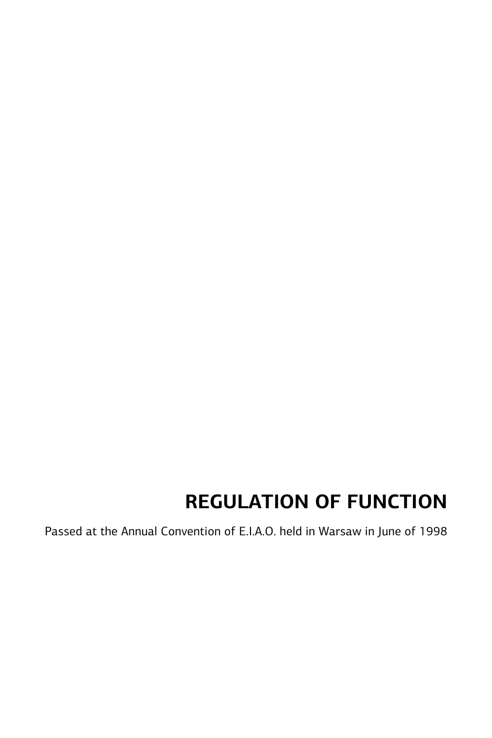# REGULATION OF FUNCTION

Passed at the Annual Convention of E.I.A.O. held in Warsaw in June of 1998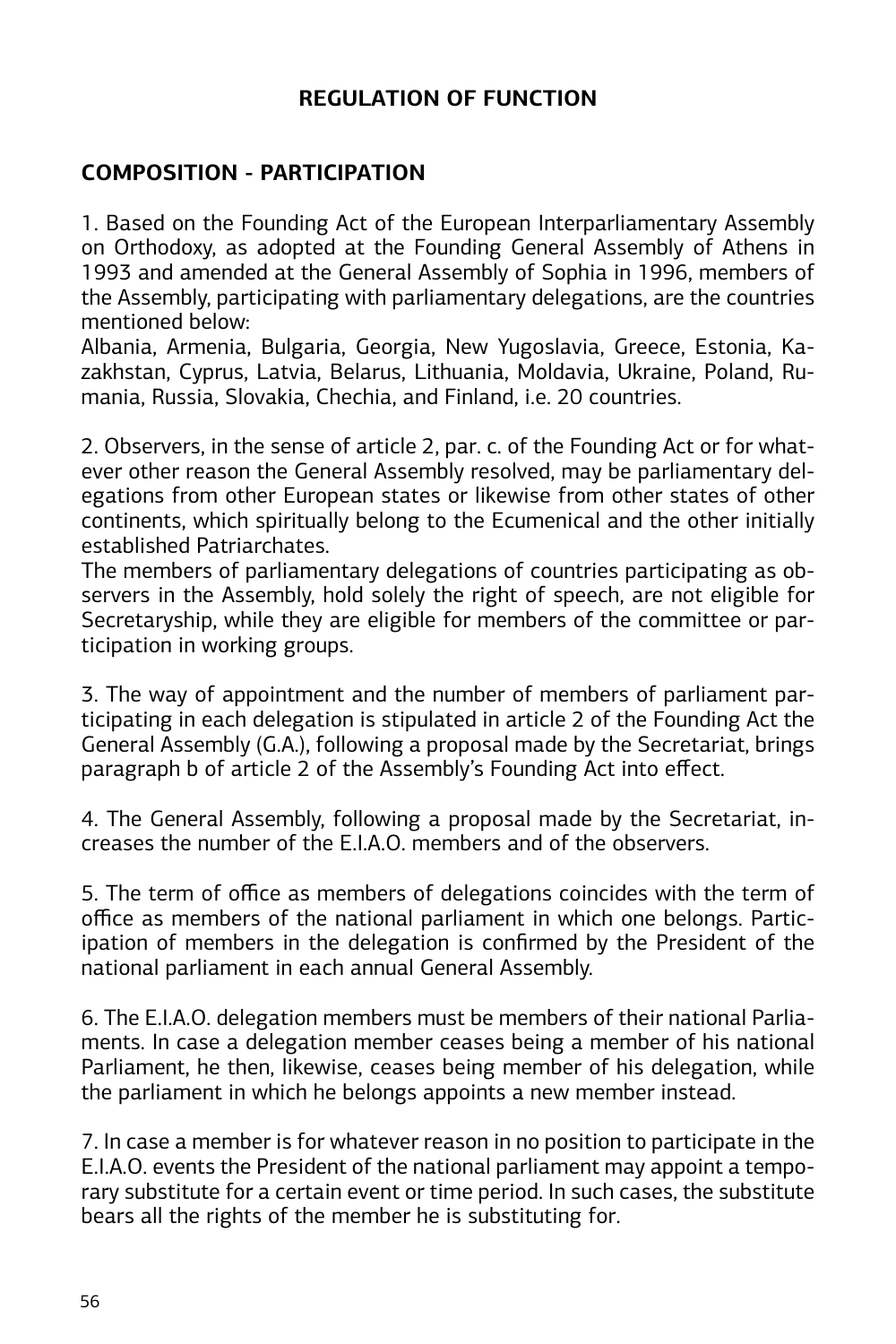## REGULATION OF FUNCTION

### COMPOSITION - PARTICIPATION

1. Based on the Founding Act of the European Interparliamentary Assembly on Orthodoxy, as adopted at the Founding General Assembly of Athens in 1993 and amended at the General Assembly of Sophia in 1996, members of the Assembly, participating with parliamentary delegations, are the countries mentioned below:
Albania, Armenia, Bulgaria, Georgia, New Yugoslavia, Greece, Estonia, Kazakhstan, Cyprus, Latvia, Belarus, Lithuania, Moldavia, Ukraine, Poland, Rumania, Russia, Slovakia, Chechia, and Finland, i.e. 20 countries.

2. Observers, in the sense of article 2, par. c. of the Founding Act or for whatever other reason the General Assembly resolved, may be parliamentary delegations from other European states or likewise from other states of other continents, which spiritually belong to the Ecumenical and the other initially established Patriarchates.
The members of parliamentary delegations of countries participating as observers in the Assembly, hold solely the right of speech, are not eligible for Secretaryship, while they are eligible for members of the committee or participation in working groups.

3. The way of appointment and the number of members of parliament participating in each delegation is stipulated in article 2 of the Founding Act the General Assembly (G.A.), following a proposal made by the Secretariat, brings paragraph b of article 2 of the Assembly's Founding Act into effect.

4. The General Assembly, following a proposal made by the Secretariat, increases the number of the E.I.A.O. members and of the observers.

5. The term of office as members of delegations coincides with the term of office as members of the national parliament in which one belongs. Participation of members in the delegation is confirmed by the President of the national parliament in each annual General Assembly.

6. The E.I.A.O. delegation members must be members of their national Parliaments. In case a delegation member ceases being a member of his national Parliament, he then, likewise, ceases being member of his delegation, while the parliament in which he belongs appoints a new member instead.

7. In case a member is for whatever reason in no position to participate in the E.I.A.O. events the President of the national parliament may appoint a temporary substitute for a certain event or time period. In such cases, the substitute bears all the rights of the member he is substituting for.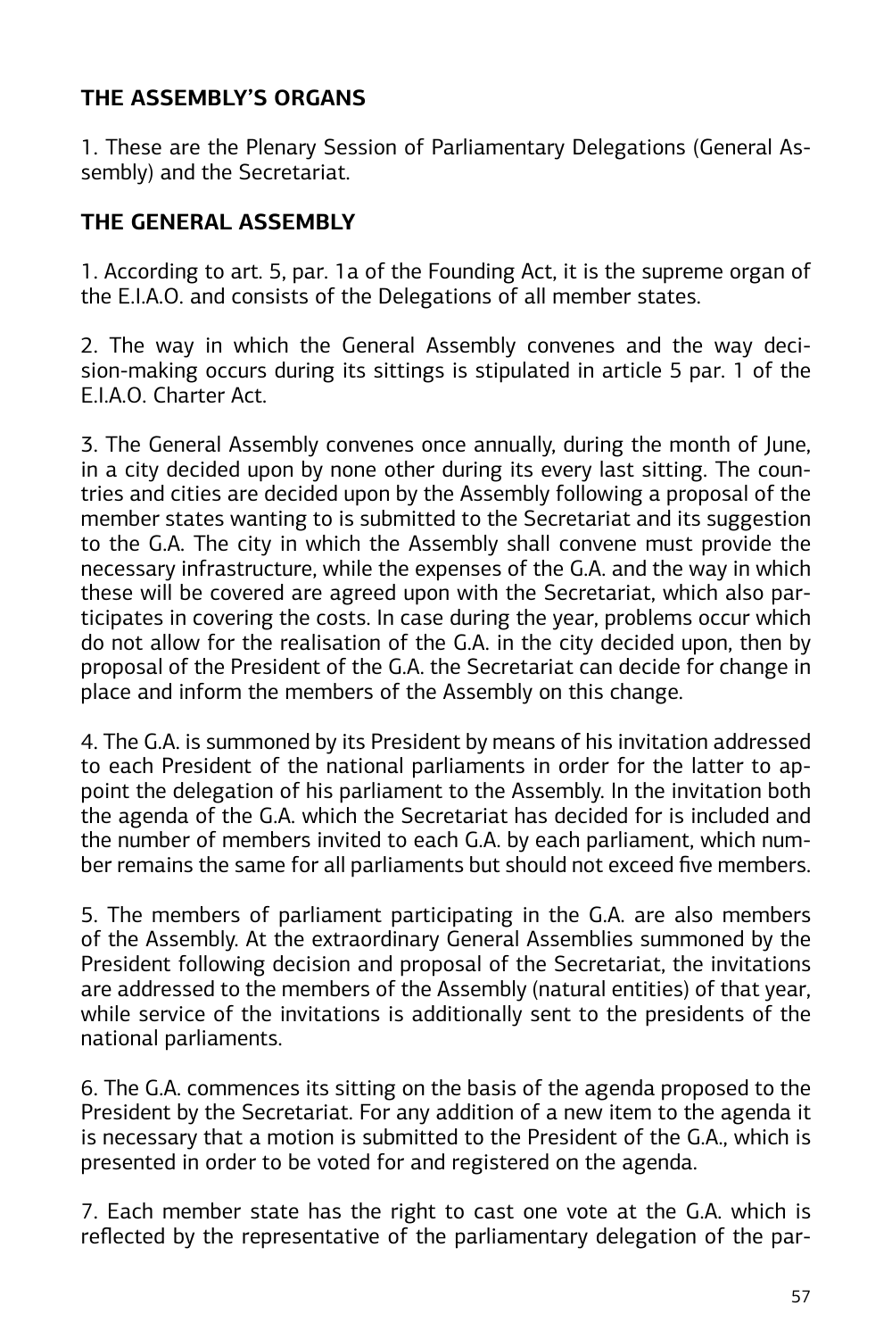## THE ASSEMBLY'S ORGANS

1. These are the Plenary Session of Parliamentary Delegations (General Assembly) and the Secretariat.

## THE GENERAL ASSEMBLY

1. According to art. 5, par. 1a of the Founding Act, it is the supreme organ of the E.I.A.O. and consists of the Delegations of all member states.

2. The way in which the General Assembly convenes and the way decision-making occurs during its sittings is stipulated in article 5 par. 1 of the E.I.A.O. Charter Act.

3. The General Assembly convenes once annually, during the month of June, in a city decided upon by none other during its every last sitting. The countries and cities are decided upon by the Assembly following a proposal of the member states wanting to is submitted to the Secretariat and its suggestion to the G.A. The city in which the Assembly shall convene must provide the necessary infrastructure, while the expenses of the G.A. and the way in which these will be covered are agreed upon with the Secretariat, which also participates in covering the costs. In case during the year, problems occur which do not allow for the realisation of the G.A. in the city decided upon, then by proposal of the President of the G.A. the Secretariat can decide for change in place and inform the members of the Assembly on this change.

4. The G.A. is summoned by its President by means of his invitation addressed to each President of the national parliaments in order for the latter to appoint the delegation of his parliament to the Assembly. In the invitation both the agenda of the G.A. which the Secretariat has decided for is included and the number of members invited to each G.A. by each parliament, which number remains the same for all parliaments but should not exceed five members.

5. The members of parliament participating in the G.A. are also members of the Assembly. At the extraordinary General Assemblies summoned by the President following decision and proposal of the Secretariat, the invitations are addressed to the members of the Assembly (natural entities) of that year, while service of the invitations is additionally sent to the presidents of the national parliaments.

6. The G.A. commences its sitting on the basis of the agenda proposed to the President by the Secretariat. For any addition of a new item to the agenda it is necessary that a motion is submitted to the President of the G.A., which is presented in order to be voted for and registered on the agenda.

7. Each member state has the right to cast one vote at the G.A. which is reflected by the representative of the parliamentary delegation of the par-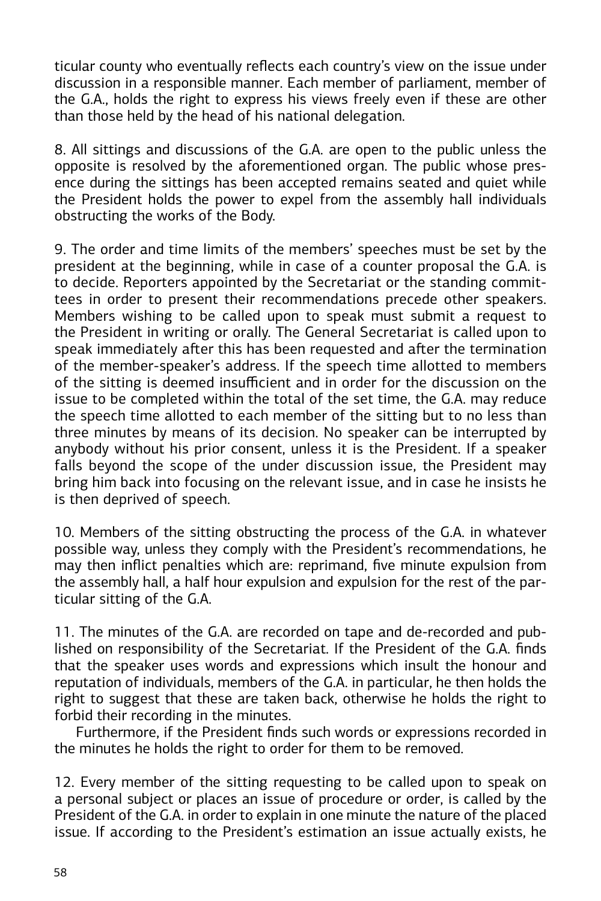ticular county who eventually reflects each country's view on the issue under discussion in a responsible manner. Each member of parliament, member of the G.A., holds the right to express his views freely even if these are other than those held by the head of his national delegation.

8. All sittings and discussions of the G.A. are open to the public unless the opposite is resolved by the aforementioned organ. The public whose presence during the sittings has been accepted remains seated and quiet while the President holds the power to expel from the assembly hall individuals obstructing the works of the Body.

9. The order and time limits of the members' speeches must be set by the president at the beginning, while in case of a counter proposal the G.A. is to decide. Reporters appointed by the Secretariat or the standing committees in order to present their recommendations precede other speakers. Members wishing to be called upon to speak must submit a request to the President in writing or orally. The General Secretariat is called upon to speak immediately after this has been requested and after the termination of the member-speaker's address. If the speech time allotted to members of the sitting is deemed insufficient and in order for the discussion on the issue to be completed within the total of the set time, the G.A. may reduce the speech time allotted to each member of the sitting but to no less than three minutes by means of its decision. No speaker can be interrupted by anybody without his prior consent, unless it is the President. If a speaker falls beyond the scope of the under discussion issue, the President may bring him back into focusing on the relevant issue, and in case he insists he is then deprived of speech.

10. Members of the sitting obstructing the process of the G.A. in whatever possible way, unless they comply with the President's recommendations, he may then inflict penalties which are: reprimand, five minute expulsion from the assembly hall, a half hour expulsion and expulsion for the rest of the particular sitting of the G.A.

11. The minutes of the G.A. are recorded on tape and de-recorded and published on responsibility of the Secretariat. If the President of the G.A. finds that the speaker uses words and expressions which insult the honour and reputation of individuals, members of the G.A. in particular, he then holds the right to suggest that these are taken back, otherwise he holds the right to forbid their recording in the minutes.

Furthermore, if the President finds such words or expressions recorded in the minutes he holds the right to order for them to be removed.

12. Every member of the sitting requesting to be called upon to speak on a personal subject or places an issue of procedure or order, is called by the President of the G.A. in order to explain in one minute the nature of the placed issue. If according to the President's estimation an issue actually exists, he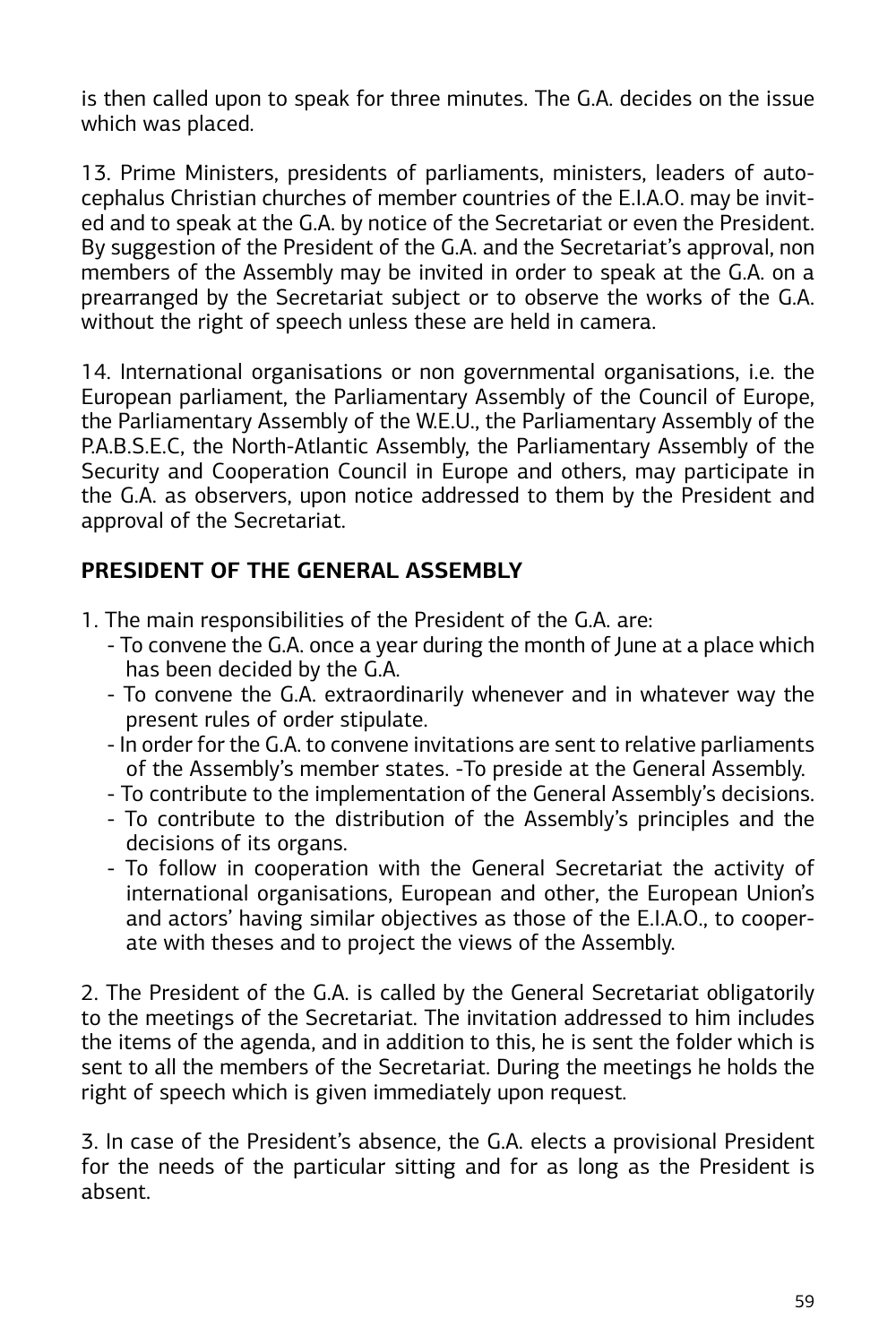is then called upon to speak for three minutes. The G.A. decides on the issue which was placed.

13. Prime Ministers, presidents of parliaments, ministers, leaders of autocephalus Christian churches of member countries of the E.I.A.O. may be invited and to speak at the G.A. by notice of the Secretariat or even the President. By suggestion of the President of the G.A. and the Secretariat's approval, non members of the Assembly may be invited in order to speak at the G.A. on a prearranged by the Secretariat subject or to observe the works of the G.A. without the right of speech unless these are held in camera.

14. International organisations or non governmental organisations, i.e. the European parliament, the Parliamentary Assembly of the Council of Europe, the Parliamentary Assembly of the W.E.U., the Parliamentary Assembly of the P.A.B.S.E.C, the North-Atlantic Assembly, the Parliamentary Assembly of the Security and Cooperation Council in Europe and others, may participate in the G.A. as observers, upon notice addressed to them by the President and approval of the Secretariat.

## PRESIDENT OF THE GENERAL ASSEMBLY

1. The main responsibilities of the President of the G.A. are:
   - To convene the G.A. once a year during the month of June at a place which has been decided by the G.A.
   - To convene the G.A. extraordinarily whenever and in whatever way the present rules of order stipulate.
   - In order for the G.A. to convene invitations are sent to relative parliaments of the Assembly's member states. -To preside at the General Assembly.
   - To contribute to the implementation of the General Assembly's decisions.
   - To contribute to the distribution of the Assembly's principles and the decisions of its organs.
   - To follow in cooperation with the General Secretariat the activity of international organisations, European and other, the European Union's and actors' having similar objectives as those of the E.I.A.O., to cooperate with theses and to project the views of the Assembly.

2. The President of the G.A. is called by the General Secretariat obligatorily to the meetings of the Secretariat. The invitation addressed to him includes the items of the agenda, and in addition to this, he is sent the folder which is sent to all the members of the Secretariat. During the meetings he holds the right of speech which is given immediately upon request.

3. In case of the President's absence, the G.A. elects a provisional President for the needs of the particular sitting and for as long as the President is absent.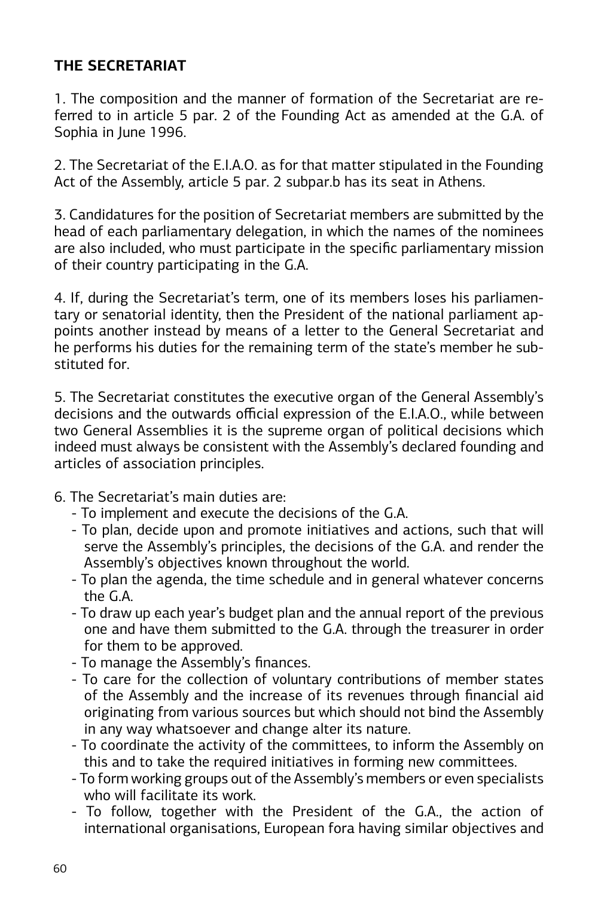## THE SECRETARIAT

1. The composition and the manner of formation of the Secretariat are referred to in article 5 par. 2 of the Founding Act as amended at the G.A. of Sophia in June 1996.

2. The Secretariat of the E.I.A.O. as for that matter stipulated in the Founding Act of the Assembly, article 5 par. 2 subpar.b has its seat in Athens.

3. Candidatures for the position of Secretariat members are submitted by the head of each parliamentary delegation, in which the names of the nominees are also included, who must participate in the specific parliamentary mission of their country participating in the G.A.

4. If, during the Secretariat's term, one of its members loses his parliamentary or senatorial identity, then the President of the national parliament appoints another instead by means of a letter to the General Secretariat and he performs his duties for the remaining term of the state's member he substituted for.

5. The Secretariat constitutes the executive organ of the General Assembly's decisions and the outwards official expression of the E.I.A.O., while between two General Assemblies it is the supreme organ of political decisions which indeed must always be consistent with the Assembly's declared founding and articles of association principles.

6. The Secretariat's main duties are:
   - To implement and execute the decisions of the G.A.
   - To plan, decide upon and promote initiatives and actions, such that will serve the Assembly's principles, the decisions of the G.A. and render the Assembly's objectives known throughout the world.
   - To plan the agenda, the time schedule and in general whatever concerns the G.A.
   - To draw up each year's budget plan and the annual report of the previous one and have them submitted to the G.A. through the treasurer in order for them to be approved.
   - To manage the Assembly's finances.
   - To care for the collection of voluntary contributions of member states of the Assembly and the increase of its revenues through financial aid originating from various sources but which should not bind the Assembly in any way whatsoever and change alter its nature.
   - To coordinate the activity of the committees, to inform the Assembly on this and to take the required initiatives in forming new committees.
   - To form working groups out of the Assembly's members or even specialists who will facilitate its work.
   - To follow, together with the President of the G.A., the action of international organisations, European fora having similar objectives and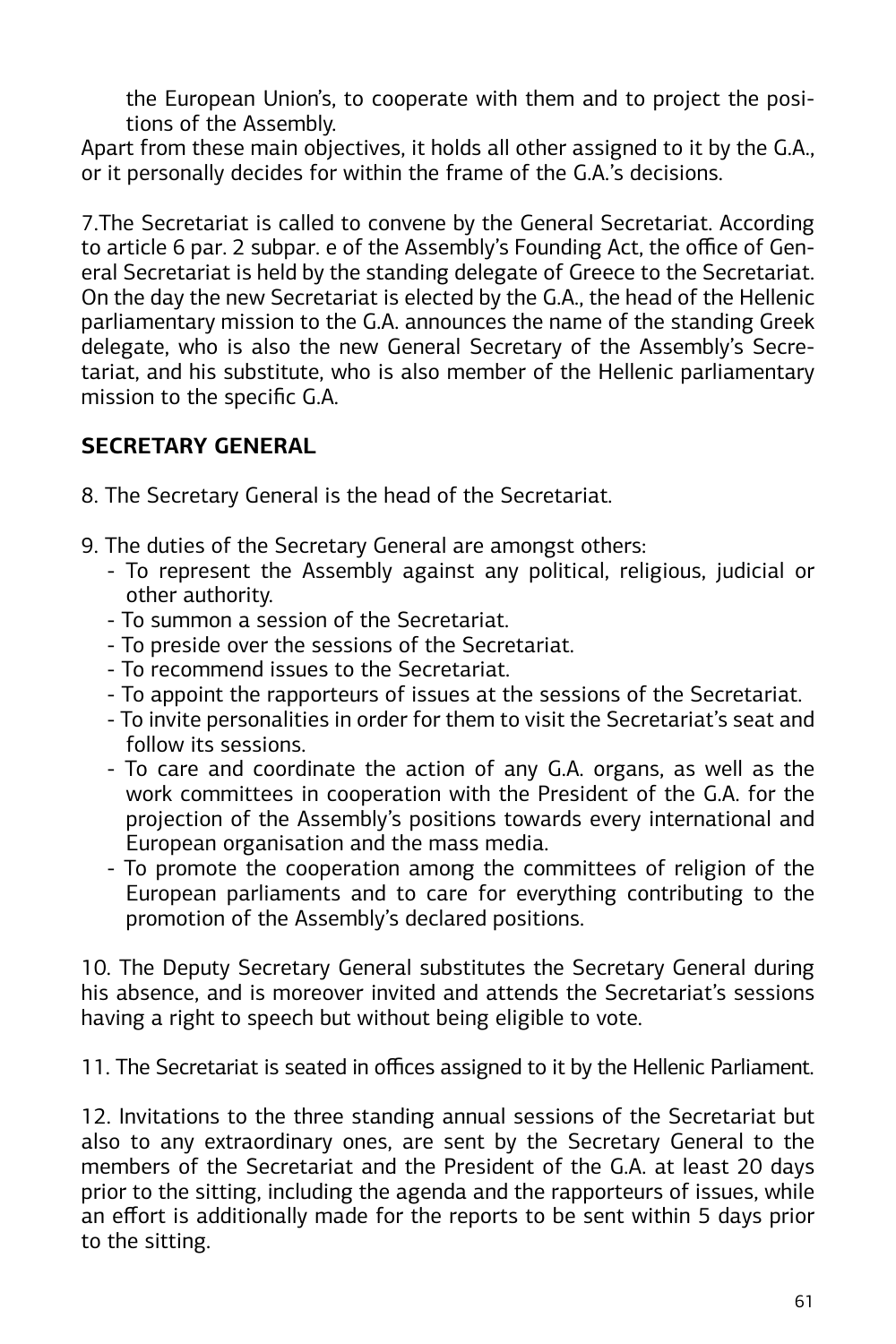the European Union's, to cooperate with them and to project the positions of the Assembly.

Apart from these main objectives, it holds all other assigned to it by the G.A., or it personally decides for within the frame of the G.A.'s decisions.

7.The Secretariat is called to convene by the General Secretariat. According to article 6 par. 2 subpar. e of the Assembly's Founding Act, the office of General Secretariat is held by the standing delegate of Greece to the Secretariat. On the day the new Secretariat is elected by the G.A., the head of the Hellenic parliamentary mission to the G.A. announces the name of the standing Greek delegate, who is also the new General Secretary of the Assembly's Secretariat, and his substitute, who is also member of the Hellenic parliamentary mission to the specific G.A.

## SECRETARY GENERAL

8. The Secretary General is the head of the Secretariat.

9. The duties of the Secretary General are amongst others:
   - To represent the Assembly against any political, religious, judicial or other authority.
   - To summon a session of the Secretariat.
   - To preside over the sessions of the Secretariat.
   - To recommend issues to the Secretariat.
   - To appoint the rapporteurs of issues at the sessions of the Secretariat.
   - To invite personalities in order for them to visit the Secretariat's seat and follow its sessions.
   - To care and coordinate the action of any G.A. organs, as well as the work committees in cooperation with the President of the G.A. for the projection of the Assembly's positions towards every international and European organisation and the mass media.
   - To promote the cooperation among the committees of religion of the European parliaments and to care for everything contributing to the promotion of the Assembly's declared positions.

10. The Deputy Secretary General substitutes the Secretary General during his absence, and is moreover invited and attends the Secretariat's sessions having a right to speech but without being eligible to vote.

11. The Secretariat is seated in offices assigned to it by the Hellenic Parliament.

12. Invitations to the three standing annual sessions of the Secretariat but also to any extraordinary ones, are sent by the Secretary General to the members of the Secretariat and the President of the G.A. at least 20 days prior to the sitting, including the agenda and the rapporteurs of issues, while an effort is additionally made for the reports to be sent within 5 days prior to the sitting.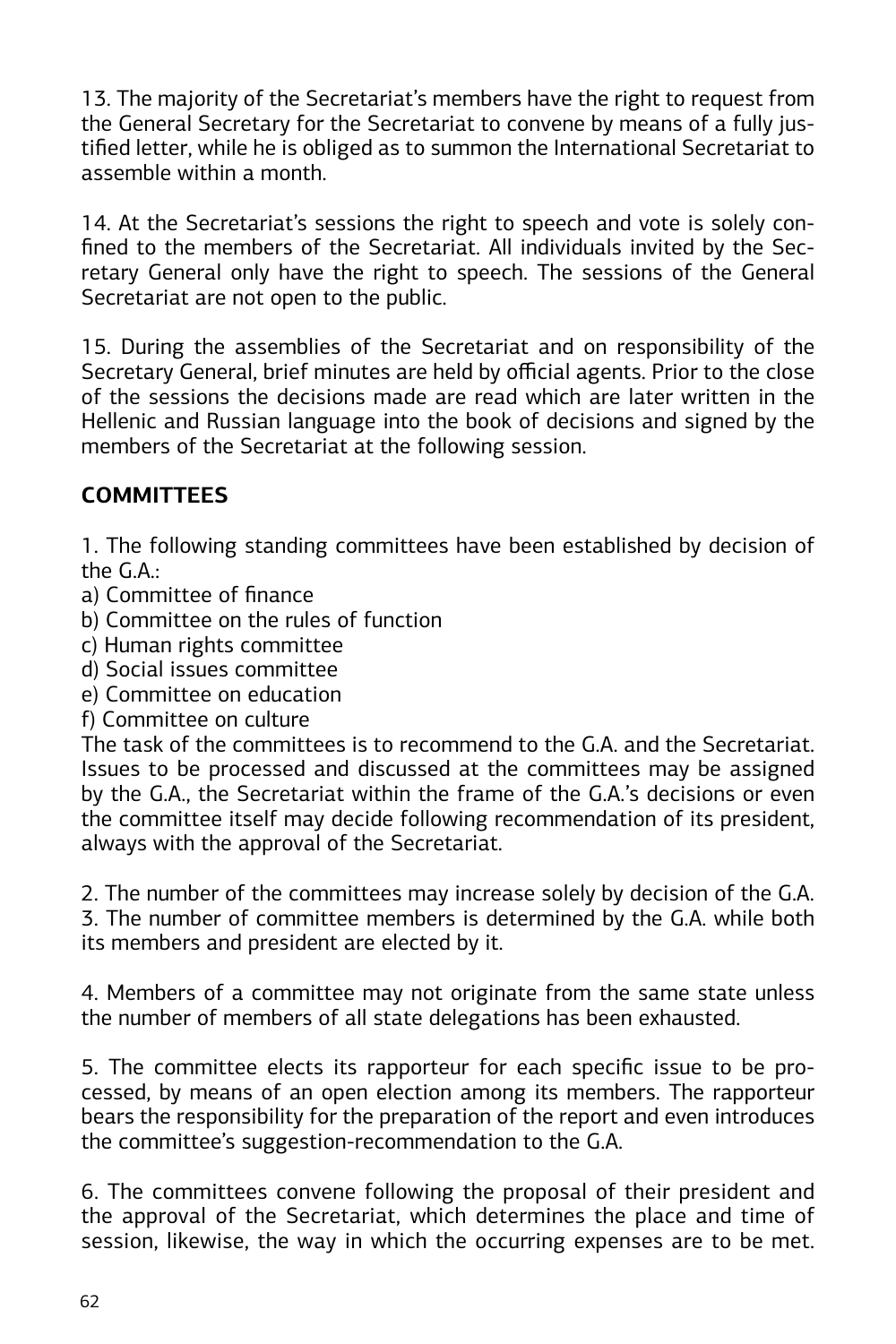13. The majority of the Secretariat's members have the right to request from the General Secretary for the Secretariat to convene by means of a fully justified letter, while he is obliged as to summon the International Secretariat to assemble within a month.

14. At the Secretariat's sessions the right to speech and vote is solely confined to the members of the Secretariat. All individuals invited by the Secretary General only have the right to speech. The sessions of the General Secretariat are not open to the public.

15. During the assemblies of the Secretariat and on responsibility of the Secretary General, brief minutes are held by official agents. Prior to the close of the sessions the decisions made are read which are later written in the Hellenic and Russian language into the book of decisions and signed by the members of the Secretariat at the following session.

## COMMITTEES

1. The following standing committees have been established by decision of the G.A.:
a) Committee of finance
b) Committee on the rules of function
c) Human rights committee
d) Social issues committee
e) Committee on education
f) Committee on culture
The task of the committees is to recommend to the G.A. and the Secretariat. Issues to be processed and discussed at the committees may be assigned by the G.A., the Secretariat within the frame of the G.A.'s decisions or even the committee itself may decide following recommendation of its president, always with the approval of the Secretariat.

2. The number of the committees may increase solely by decision of the G.A.
3. The number of committee members is determined by the G.A. while both its members and president are elected by it.

4. Members of a committee may not originate from the same state unless the number of members of all state delegations has been exhausted.

5. The committee elects its rapporteur for each specific issue to be processed, by means of an open election among its members. The rapporteur bears the responsibility for the preparation of the report and even introduces the committee's suggestion-recommendation to the G.A.

6. The committees convene following the proposal of their president and the approval of the Secretariat, which determines the place and time of session, likewise, the way in which the occurring expenses are to be met.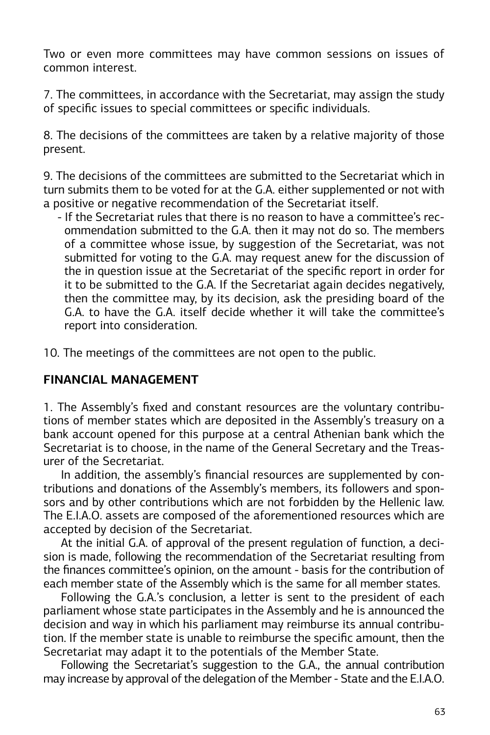Two or even more committees may have common sessions on issues of common interest.

7. The committees, in accordance with the Secretariat, may assign the study of specific issues to special committees or specific individuals.

8. The decisions of the committees are taken by a relative majority of those present.

9. The decisions of the committees are submitted to the Secretariat which in turn submits them to be voted for at the G.A. either supplemented or not with a positive or negative recommendation of the Secretariat itself.

- If the Secretariat rules that there is no reason to have a committee's recommendation submitted to the G.A. then it may not do so. The members of a committee whose issue, by suggestion of the Secretariat, was not submitted for voting to the G.A. may request anew for the discussion of the in question issue at the Secretariat of the specific report in order for it to be submitted to the G.A. If the Secretariat again decides negatively, then the committee may, by its decision, ask the presiding board of the G.A. to have the G.A. itself decide whether it will take the committee's report into consideration.

10. The meetings of the committees are not open to the public.

## FINANCIAL MANAGEMENT

1. The Assembly's fixed and constant resources are the voluntary contributions of member states which are deposited in the Assembly's treasury on a bank account opened for this purpose at a central Athenian bank which the Secretariat is to choose, in the name of the General Secretary and the Treasurer of the Secretariat.

In addition, the assembly's financial resources are supplemented by contributions and donations of the Assembly's members, its followers and sponsors and by other contributions which are not forbidden by the Hellenic law. The E.I.A.O. assets are composed of the aforementioned resources which are accepted by decision of the Secretariat.

At the initial G.A. of approval of the present regulation of function, a decision is made, following the recommendation of the Secretariat resulting from the finances committee's opinion, on the amount - basis for the contribution of each member state of the Assembly which is the same for all member states.

Following the G.A.'s conclusion, a letter is sent to the president of each parliament whose state participates in the Assembly and he is announced the decision and way in which his parliament may reimburse its annual contribution. If the member state is unable to reimburse the specific amount, then the Secretariat may adapt it to the potentials of the Member State.

Following the Secretariat's suggestion to the G.A., the annual contribution may increase by approval of the delegation of the Member - State and the E.I.A.O.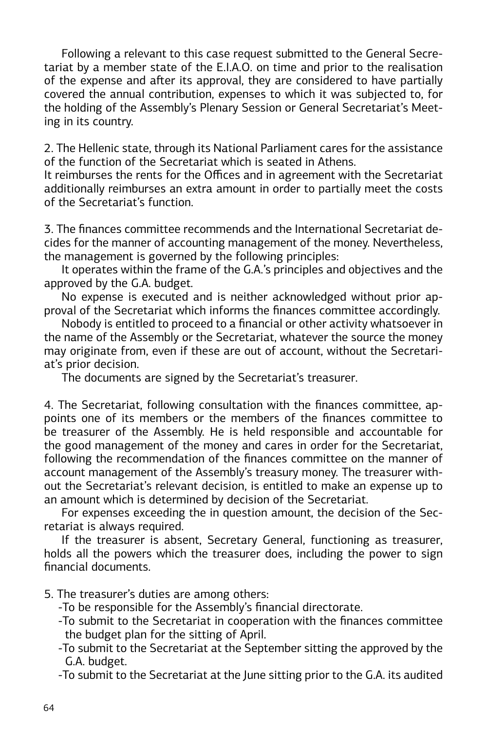Following a relevant to this case request submitted to the General Secretariat by a member state of the E.I.A.O. on time and prior to the realisation of the expense and after its approval, they are considered to have partially covered the annual contribution, expenses to which it was subjected to, for the holding of the Assembly's Plenary Session or General Secretariat's Meeting in its country.

2. The Hellenic state, through its National Parliament cares for the assistance of the function of the Secretariat which is seated in Athens.
It reimburses the rents for the Offices and in agreement with the Secretariat additionally reimburses an extra amount in order to partially meet the costs of the Secretariat's function.

3. The finances committee recommends and the International Secretariat decides for the manner of accounting management of the money. Nevertheless, the management is governed by the following principles:

It operates within the frame of the G.A.'s principles and objectives and the approved by the G.A. budget.

No expense is executed and is neither acknowledged without prior approval of the Secretariat which informs the finances committee accordingly.

Nobody is entitled to proceed to a financial or other activity whatsoever in the name of the Assembly or the Secretariat, whatever the source the money may originate from, even if these are out of account, without the Secretariat's prior decision.

The documents are signed by the Secretariat's treasurer.

4. The Secretariat, following consultation with the finances committee, appoints one of its members or the members of the finances committee to be treasurer of the Assembly. He is held responsible and accountable for the good management of the money and cares in order for the Secretariat, following the recommendation of the finances committee on the manner of account management of the Assembly's treasury money. The treasurer without the Secretariat's relevant decision, is entitled to make an expense up to an amount which is determined by decision of the Secretariat.

For expenses exceeding the in question amount, the decision of the Secretariat is always required.

If the treasurer is absent, Secretary General, functioning as treasurer, holds all the powers which the treasurer does, including the power to sign financial documents.

5. The treasurer's duties are among others:

- To be responsible for the Assembly's financial directorate.
- To submit to the Secretariat in cooperation with the finances committee the budget plan for the sitting of April.
- To submit to the Secretariat at the September sitting the approved by the G.A. budget.
- To submit to the Secretariat at the June sitting prior to the G.A. its audited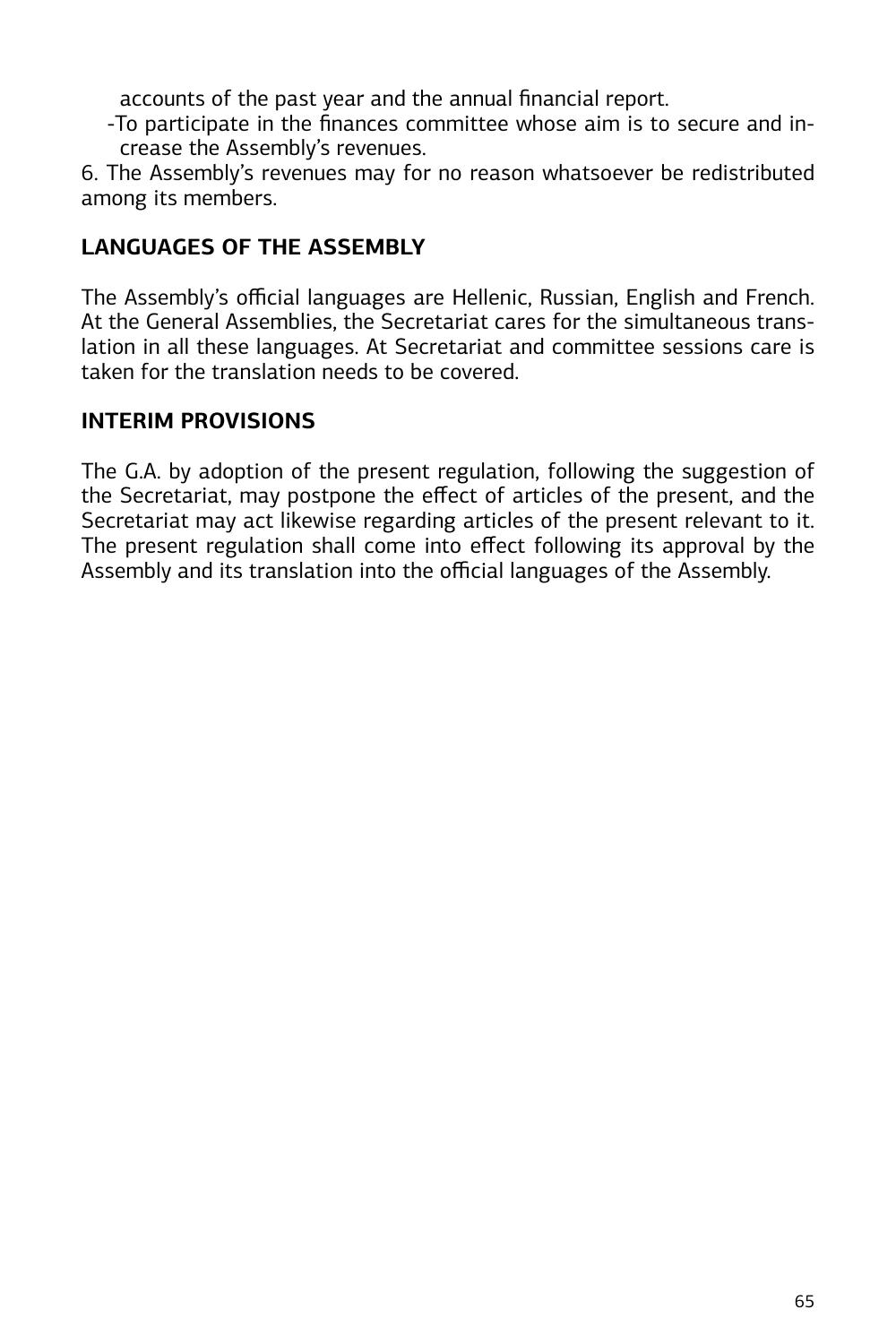accounts of the past year and the annual financial report.

-To participate in the finances committee whose aim is to secure and increase the Assembly's revenues.

6. The Assembly's revenues may for no reason whatsoever be redistributed among its members.

## LANGUAGES OF THE ASSEMBLY

The Assembly's official languages are Hellenic, Russian, English and French. At the General Assemblies, the Secretariat cares for the simultaneous translation in all these languages. At Secretariat and committee sessions care is taken for the translation needs to be covered.

## INTERIM PROVISIONS

The G.A. by adoption of the present regulation, following the suggestion of the Secretariat, may postpone the effect of articles of the present, and the Secretariat may act likewise regarding articles of the present relevant to it. The present regulation shall come into effect following its approval by the Assembly and its translation into the official languages of the Assembly.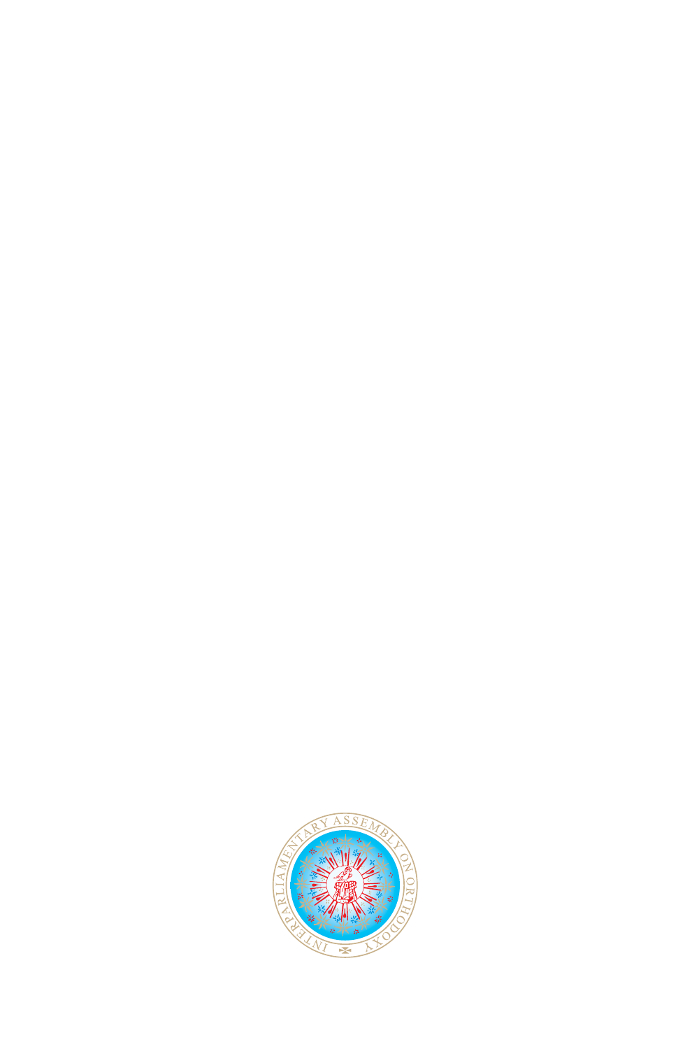INTERPARLIAMENTARY ASSEMBLY ON ORTHODOXY